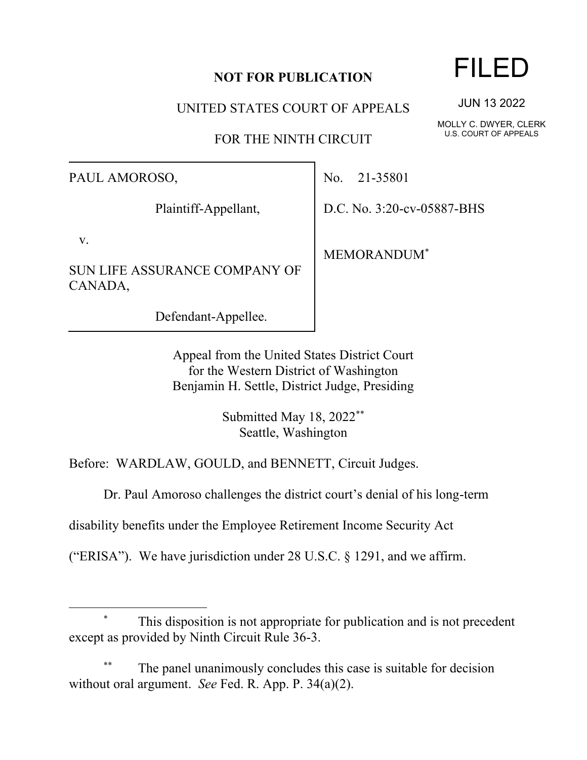**NOT FOR PUBLICATION**

FILED

JUN 13 2022

MOLLY C. DWYER, CLERK
U.S. COURT OF APPEALS

UNITED STATES COURT OF APPEALS

FOR THE NINTH CIRCUIT

| | |
|---|---|
| PAUL AMOROSO,<br><br>Plaintiff-Appellant,<br><br>v.<br><br>SUN LIFE ASSURANCE COMPANY OF CANADA,<br><br>Defendant-Appellee. | No. 21-35801<br><br>D.C. No. 3:20-cv-05887-BHS<br><br>MEMORANDUM[*] |

Appeal from the United States District Court
for the Western District of Washington
Benjamin H. Settle, District Judge, Presiding

Submitted May 18, 2022[**]
Seattle, Washington

Before: WARDLAW, GOULD, and BENNETT, Circuit Judges.

Dr. Paul Amoroso challenges the district court's denial of his long-term disability benefits under the Employee Retirement Income Security Act ("ERISA"). We have jurisdiction under 28 U.S.C. § 1291, and we affirm.

---

[*] This disposition is not appropriate for publication and is not precedent except as provided by Ninth Circuit Rule 36-3.

[**] The panel unanimously concludes this case is suitable for decision without oral argument. *See* Fed. R. App. P. 34(a)(2).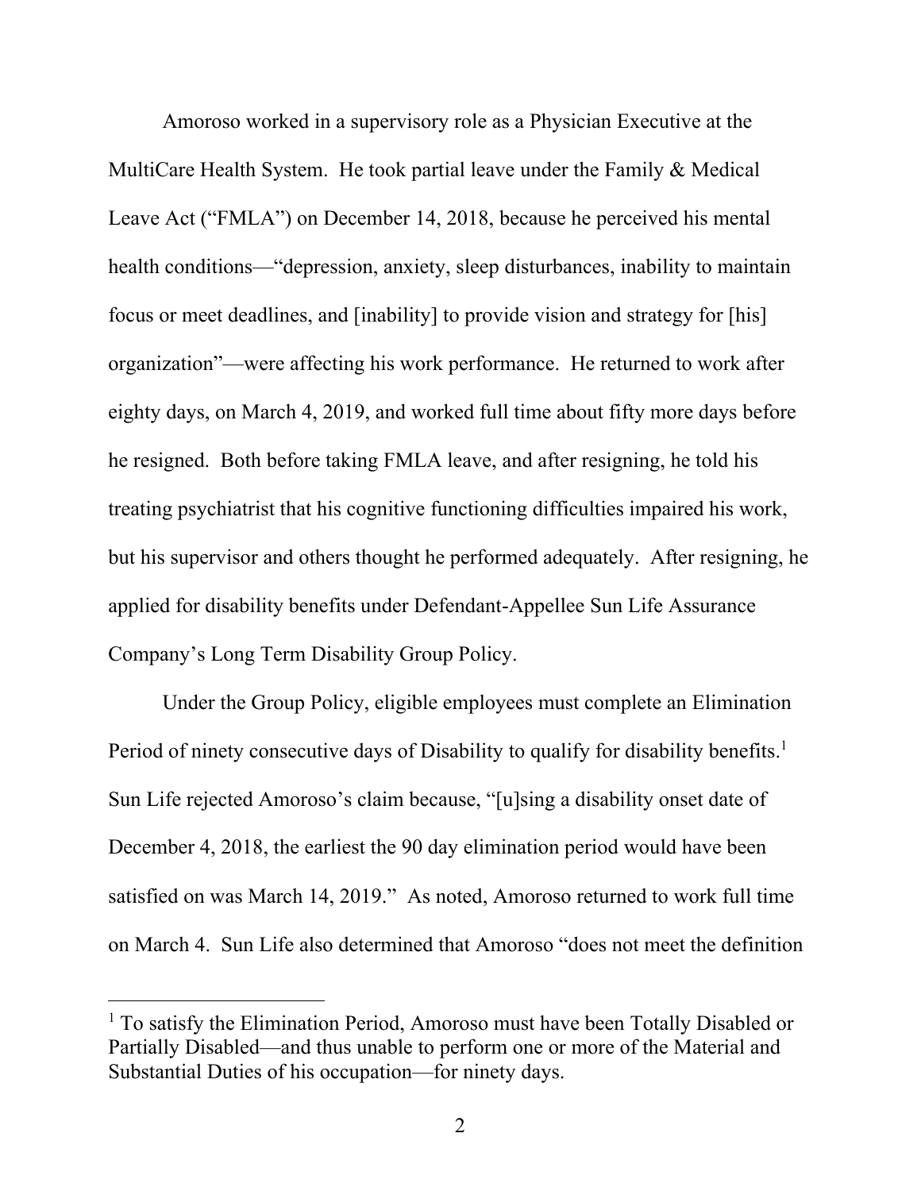Amoroso worked in a supervisory role as a Physician Executive at the MultiCare Health System. He took partial leave under the Family & Medical Leave Act ("FMLA") on December 14, 2018, because he perceived his mental health conditions—"depression, anxiety, sleep disturbances, inability to maintain focus or meet deadlines, and [inability] to provide vision and strategy for [his] organization"—were affecting his work performance. He returned to work after eighty days, on March 4, 2019, and worked full time about fifty more days before he resigned. Both before taking FMLA leave, and after resigning, he told his treating psychiatrist that his cognitive functioning difficulties impaired his work, but his supervisor and others thought he performed adequately. After resigning, he applied for disability benefits under Defendant-Appellee Sun Life Assurance Company's Long Term Disability Group Policy.

Under the Group Policy, eligible employees must complete an Elimination Period of ninety consecutive days of Disability to qualify for disability benefits.[1] Sun Life rejected Amoroso's claim because, "[u]sing a disability onset date of December 4, 2018, the earliest the 90 day elimination period would have been satisfied on was March 14, 2019." As noted, Amoroso returned to work full time on March 4. Sun Life also determined that Amoroso "does not meet the definition

[1] To satisfy the Elimination Period, Amoroso must have been Totally Disabled or Partially Disabled—and thus unable to perform one or more of the Material and Substantial Duties of his occupation—for ninety days.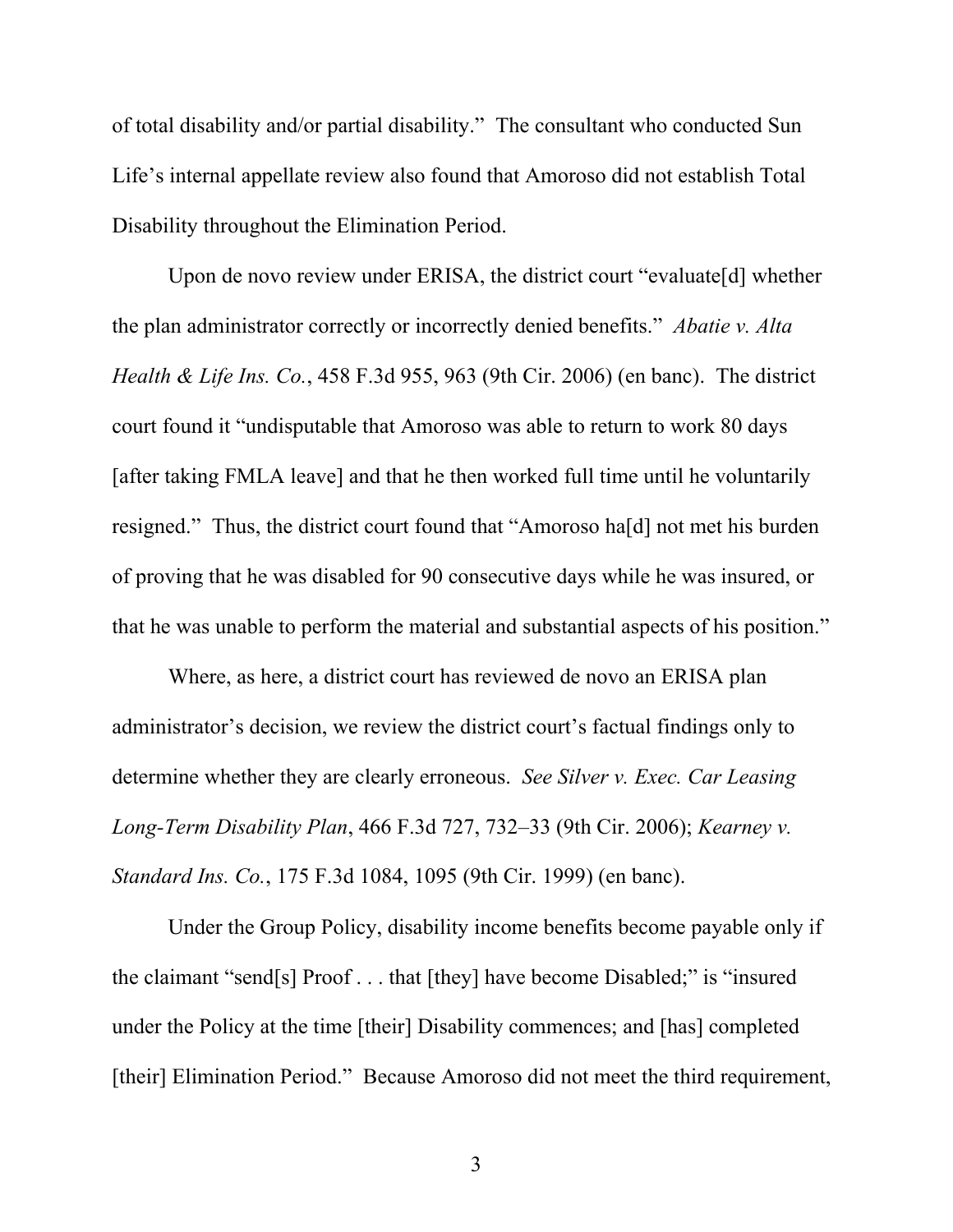of total disability and/or partial disability." The consultant who conducted Sun Life's internal appellate review also found that Amoroso did not establish Total Disability throughout the Elimination Period.

Upon de novo review under ERISA, the district court "evaluate[d] whether the plan administrator correctly or incorrectly denied benefits." *Abatie v. Alta Health & Life Ins. Co.*, 458 F.3d 955, 963 (9th Cir. 2006) (en banc). The district court found it "undisputable that Amoroso was able to return to work 80 days [after taking FMLA leave] and that he then worked full time until he voluntarily resigned." Thus, the district court found that "Amoroso ha[d] not met his burden of proving that he was disabled for 90 consecutive days while he was insured, or that he was unable to perform the material and substantial aspects of his position."

Where, as here, a district court has reviewed de novo an ERISA plan administrator's decision, we review the district court's factual findings only to determine whether they are clearly erroneous. *See Silver v. Exec. Car Leasing Long-Term Disability Plan*, 466 F.3d 727, 732–33 (9th Cir. 2006); *Kearney v. Standard Ins. Co.*, 175 F.3d 1084, 1095 (9th Cir. 1999) (en banc).

Under the Group Policy, disability income benefits become payable only if the claimant "send[s] Proof . . . that [they] have become Disabled;" is "insured under the Policy at the time [their] Disability commences; and [has] completed [their] Elimination Period." Because Amoroso did not meet the third requirement,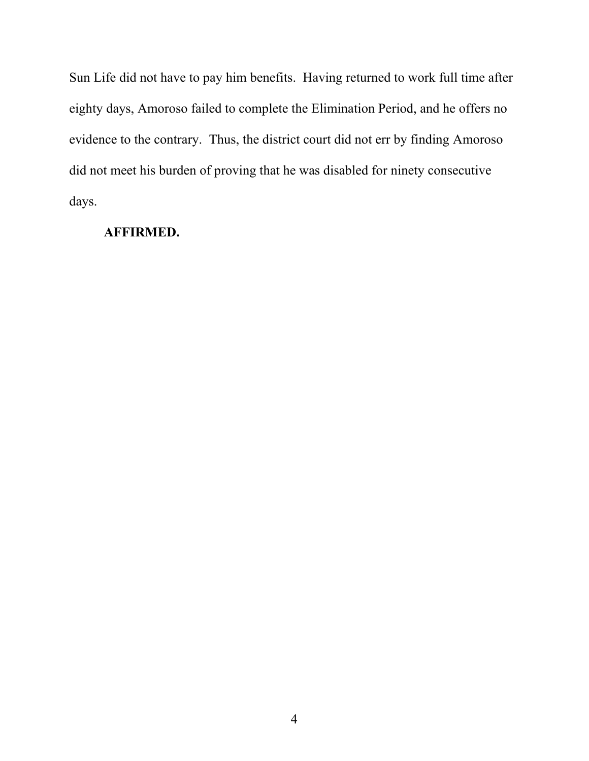Sun Life did not have to pay him benefits. Having returned to work full time after eighty days, Amoroso failed to complete the Elimination Period, and he offers no evidence to the contrary. Thus, the district court did not err by finding Amoroso did not meet his burden of proving that he was disabled for ninety consecutive days.

**AFFIRMED.**